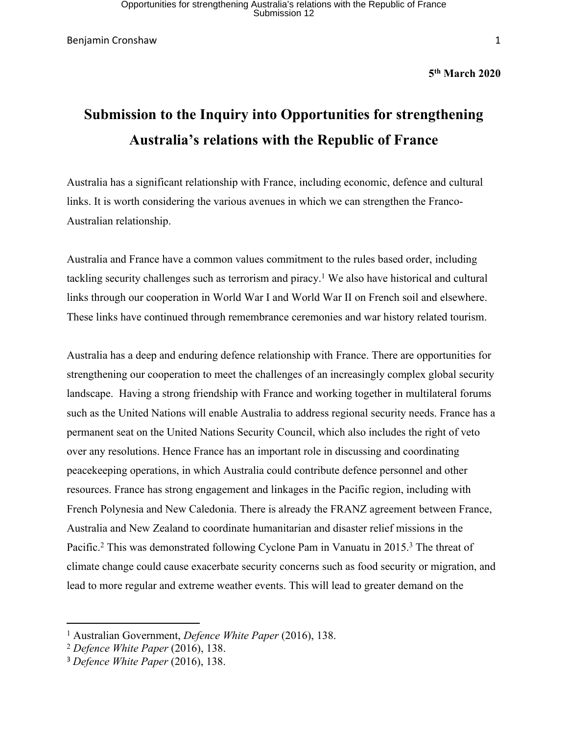**5th March 2020**

# Submission to the Inquiry into Opportunities for strengthening Australia's relations with the Republic of France

Australia has a significant relationship with France, including economic, defence and cultural links. It is worth considering the various avenues in which we can strengthen the Franco-Australian relationship.

Australia and France have a common values commitment to the rules based order, including tackling security challenges such as terrorism and piracy.[1] We also have historical and cultural links through our cooperation in World War I and World War II on French soil and elsewhere. These links have continued through remembrance ceremonies and war history related tourism.

Australia has a deep and enduring defence relationship with France. There are opportunities for strengthening our cooperation to meet the challenges of an increasingly complex global security landscape. Having a strong friendship with France and working together in multilateral forums such as the United Nations will enable Australia to address regional security needs. France has a permanent seat on the United Nations Security Council, which also includes the right of veto over any resolutions. Hence France has an important role in discussing and coordinating peacekeeping operations, in which Australia could contribute defence personnel and other resources. France has strong engagement and linkages in the Pacific region, including with French Polynesia and New Caledonia. There is already the FRANZ agreement between France, Australia and New Zealand to coordinate humanitarian and disaster relief missions in the Pacific.[2] This was demonstrated following Cyclone Pam in Vanuatu in 2015.[3] The threat of climate change could cause exacerbate security concerns such as food security or migration, and lead to more regular and extreme weather events. This will lead to greater demand on the

---

[1] Australian Government, *Defence White Paper* (2016), 138.

[2] *Defence White Paper* (2016), 138.

[3] *Defence White Paper* (2016), 138.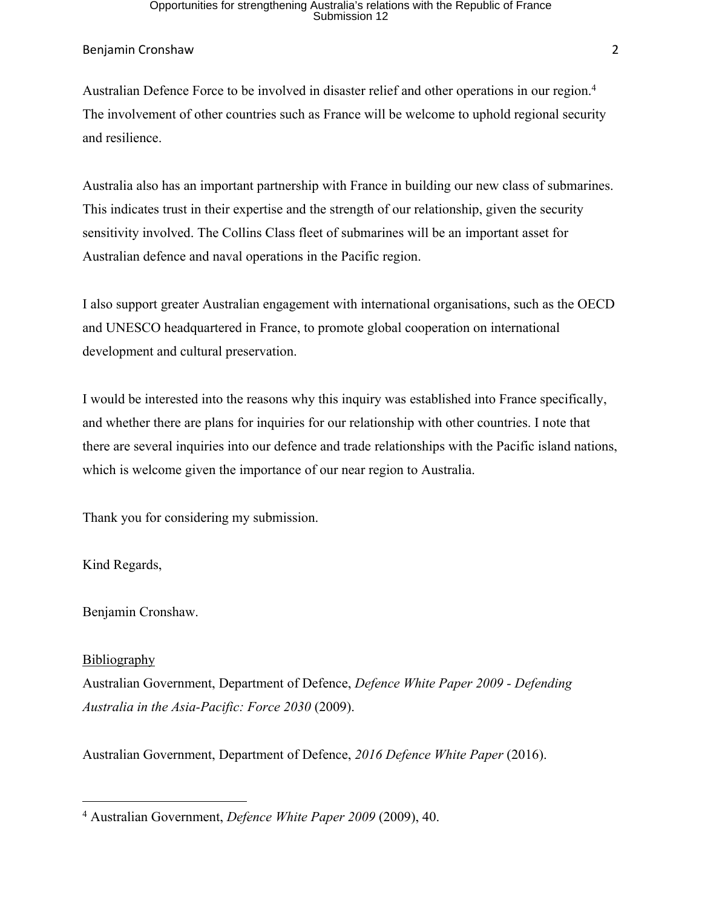Australian Defence Force to be involved in disaster relief and other operations in our region.[4] The involvement of other countries such as France will be welcome to uphold regional security and resilience.

Australia also has an important partnership with France in building our new class of submarines. This indicates trust in their expertise and the strength of our relationship, given the security sensitivity involved. The Collins Class fleet of submarines will be an important asset for Australian defence and naval operations in the Pacific region.

I also support greater Australian engagement with international organisations, such as the OECD and UNESCO headquartered in France, to promote global cooperation on international development and cultural preservation.

I would be interested into the reasons why this inquiry was established into France specifically, and whether there are plans for inquiries for our relationship with other countries. I note that there are several inquiries into our defence and trade relationships with the Pacific island nations, which is welcome given the importance of our near region to Australia.

Thank you for considering my submission.

Kind Regards,

Benjamin Cronshaw.

<u>Bibliography</u>

Australian Government, Department of Defence, *Defence White Paper 2009 - Defending Australia in the Asia-Pacific: Force 2030* (2009).

Australian Government, Department of Defence, *2016 Defence White Paper* (2016).

---

[4] Australian Government, *Defence White Paper 2009* (2009), 40.